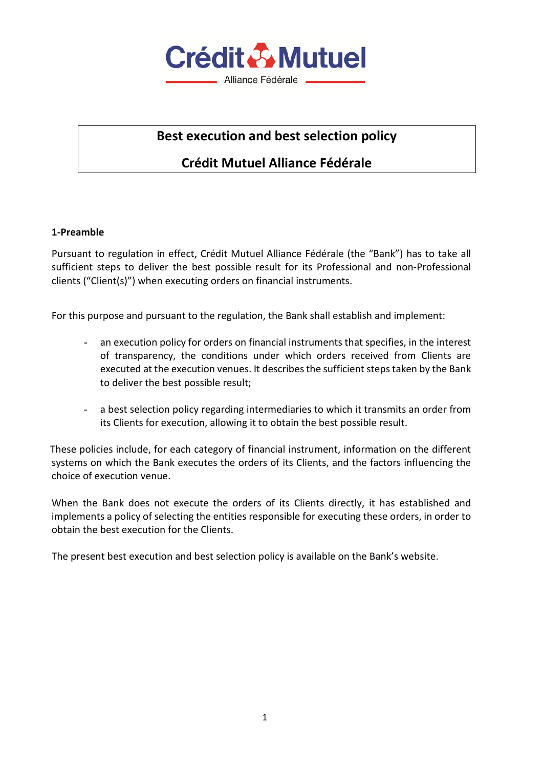Crédit Mutuel

Alliance Fédérale

# Best execution and best selection policy

# Crédit Mutuel Alliance Fédérale

## 1-Preamble

Pursuant to regulation in effect, Crédit Mutuel Alliance Fédérale (the "Bank") has to take all sufficient steps to deliver the best possible result for its Professional and non-Professional clients ("Client(s)") when executing orders on financial instruments.

For this purpose and pursuant to the regulation, the Bank shall establish and implement:

- an execution policy for orders on financial instruments that specifies, in the interest of transparency, the conditions under which orders received from Clients are executed at the execution venues. It describes the sufficient steps taken by the Bank to deliver the best possible result;

- a best selection policy regarding intermediaries to which it transmits an order from its Clients for execution, allowing it to obtain the best possible result.

These policies include, for each category of financial instrument, information on the different systems on which the Bank executes the orders of its Clients, and the factors influencing the choice of execution venue.

When the Bank does not execute the orders of its Clients directly, it has established and implements a policy of selecting the entities responsible for executing these orders, in order to obtain the best execution for the Clients.

The present best execution and best selection policy is available on the Bank's website.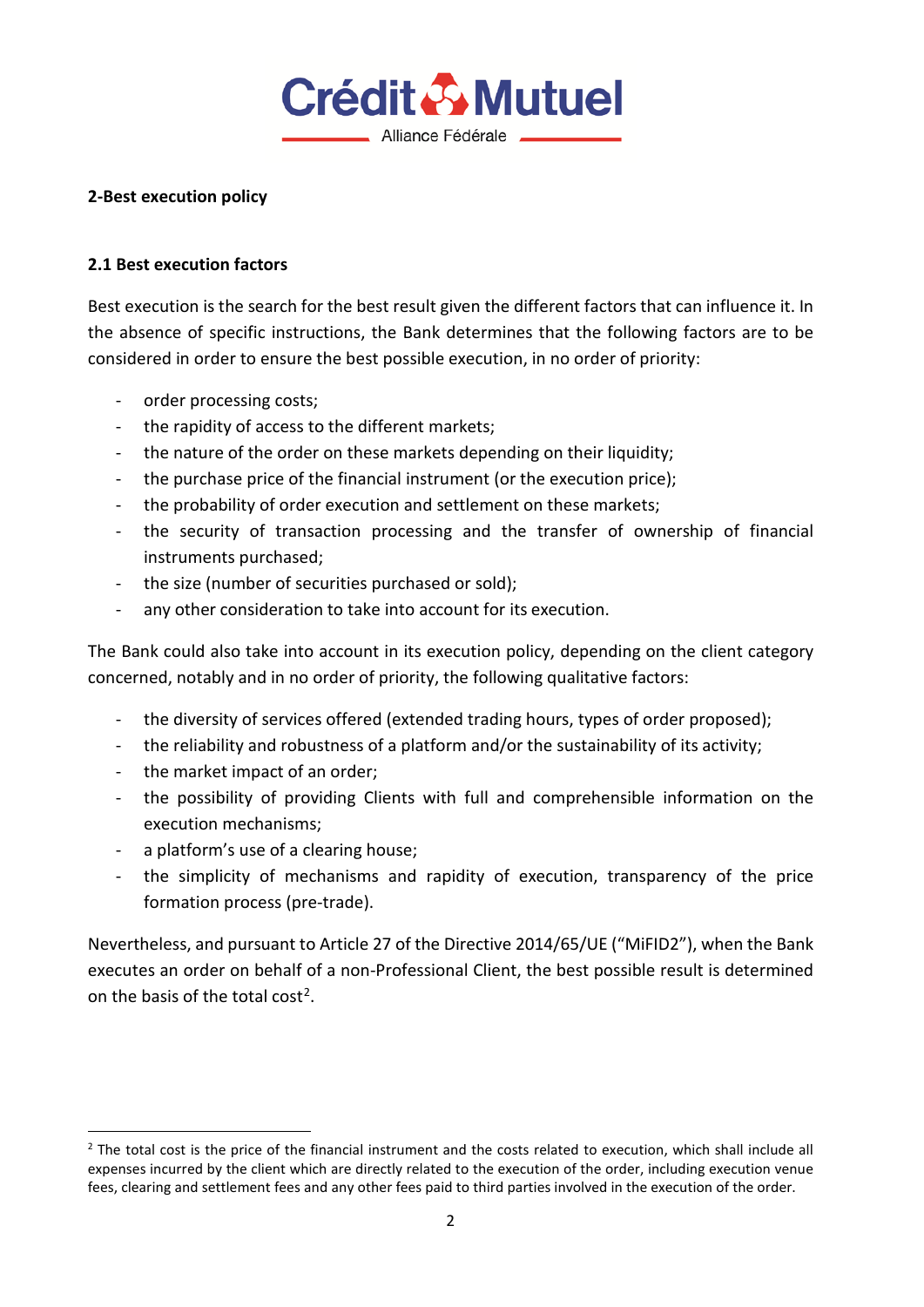## 2-Best execution policy

### 2.1 Best execution factors

Best execution is the search for the best result given the different factors that can influence it. In the absence of specific instructions, the Bank determines that the following factors are to be considered in order to ensure the best possible execution, in no order of priority:

- order processing costs;
- the rapidity of access to the different markets;
- the nature of the order on these markets depending on their liquidity;
- the purchase price of the financial instrument (or the execution price);
- the probability of order execution and settlement on these markets;
- the security of transaction processing and the transfer of ownership of financial instruments purchased;
- the size (number of securities purchased or sold);
- any other consideration to take into account for its execution.

The Bank could also take into account in its execution policy, depending on the client category concerned, notably and in no order of priority, the following qualitative factors:

- the diversity of services offered (extended trading hours, types of order proposed);
- the reliability and robustness of a platform and/or the sustainability of its activity;
- the market impact of an order;
- the possibility of providing Clients with full and comprehensible information on the execution mechanisms;
- a platform's use of a clearing house;
- the simplicity of mechanisms and rapidity of execution, transparency of the price formation process (pre-trade).

Nevertheless, and pursuant to Article 27 of the Directive 2014/65/UE ("MiFID2"), when the Bank executes an order on behalf of a non-Professional Client, the best possible result is determined on the basis of the total cost[2].

[2] The total cost is the price of the financial instrument and the costs related to execution, which shall include all expenses incurred by the client which are directly related to the execution of the order, including execution venue fees, clearing and settlement fees and any other fees paid to third parties involved in the execution of the order.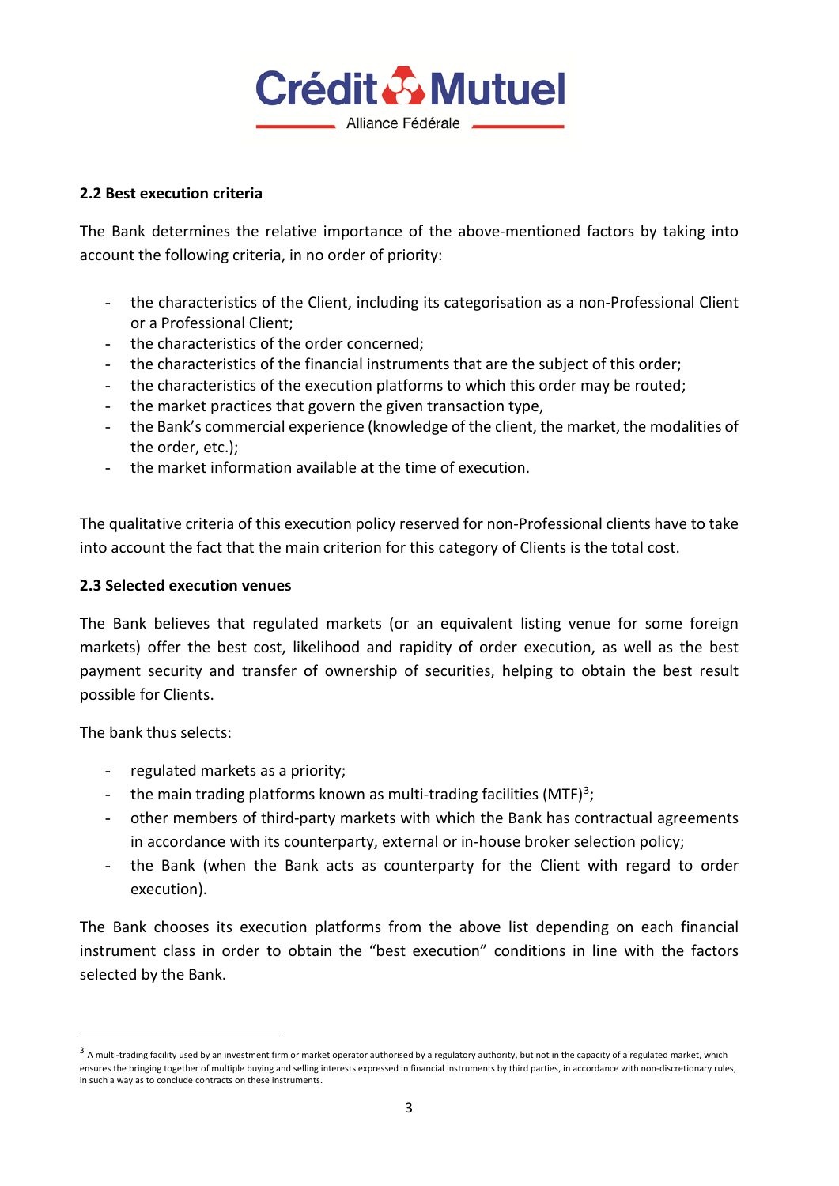### 2.2 Best execution criteria

The Bank determines the relative importance of the above-mentioned factors by taking into account the following criteria, in no order of priority:

- the characteristics of the Client, including its categorisation as a non-Professional Client or a Professional Client;
- the characteristics of the order concerned;
- the characteristics of the financial instruments that are the subject of this order;
- the characteristics of the execution platforms to which this order may be routed;
- the market practices that govern the given transaction type,
- the Bank's commercial experience (knowledge of the client, the market, the modalities of the order, etc.);
- the market information available at the time of execution.

The qualitative criteria of this execution policy reserved for non-Professional clients have to take into account the fact that the main criterion for this category of Clients is the total cost.

### 2.3 Selected execution venues

The Bank believes that regulated markets (or an equivalent listing venue for some foreign markets) offer the best cost, likelihood and rapidity of order execution, as well as the best payment security and transfer of ownership of securities, helping to obtain the best result possible for Clients.

The bank thus selects:

- regulated markets as a priority;
- the main trading platforms known as multi-trading facilities (MTF)[3];
- other members of third-party markets with which the Bank has contractual agreements in accordance with its counterparty, external or in-house broker selection policy;
- the Bank (when the Bank acts as counterparty for the Client with regard to order execution).

The Bank chooses its execution platforms from the above list depending on each financial instrument class in order to obtain the "best execution" conditions in line with the factors selected by the Bank.

[3] A multi-trading facility used by an investment firm or market operator authorised by a regulatory authority, but not in the capacity of a regulated market, which ensures the bringing together of multiple buying and selling interests expressed in financial instruments by third parties, in accordance with non-discretionary rules, in such a way as to conclude contracts on these instruments.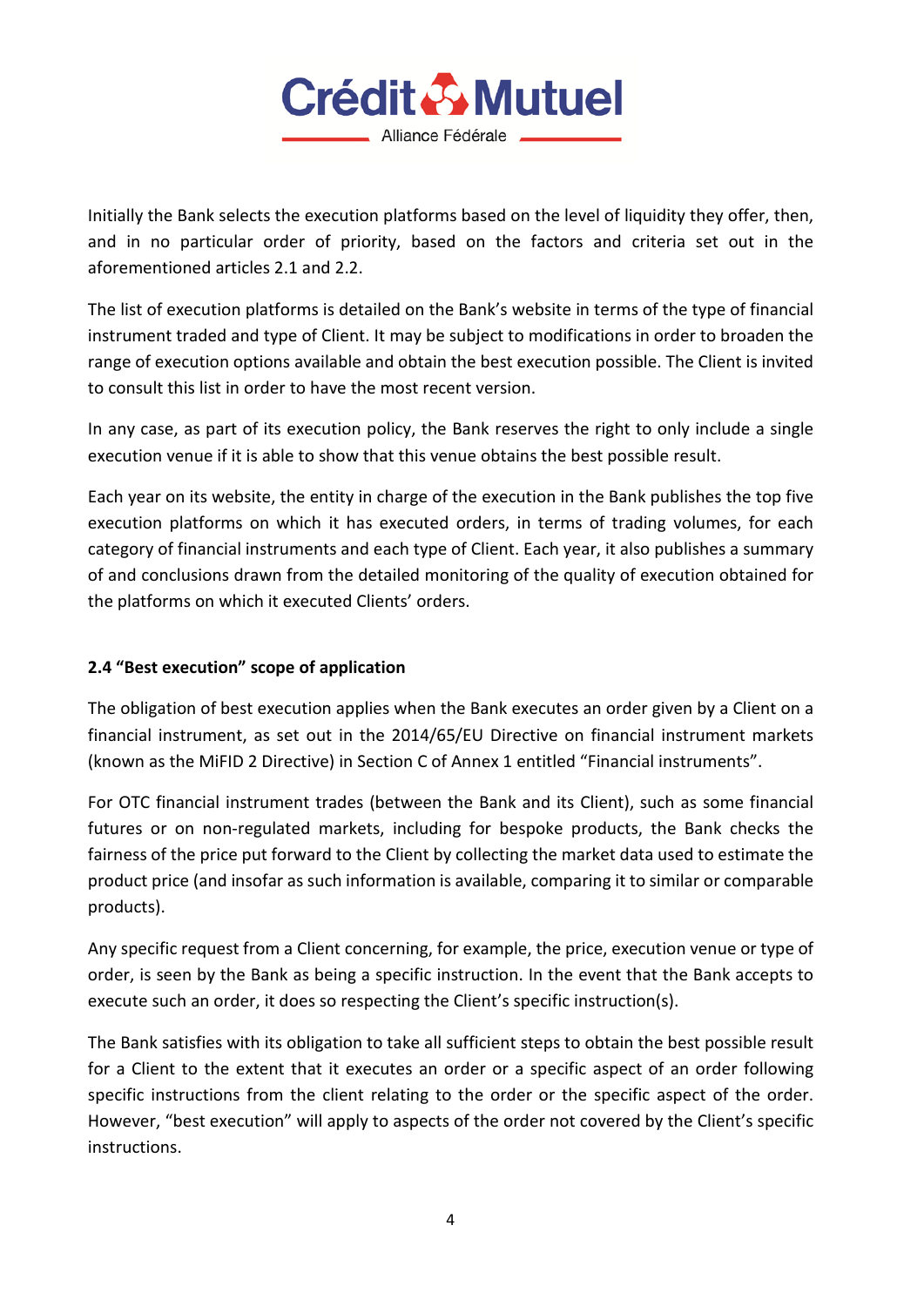Initially the Bank selects the execution platforms based on the level of liquidity they offer, then, and in no particular order of priority, based on the factors and criteria set out in the aforementioned articles 2.1 and 2.2.

The list of execution platforms is detailed on the Bank's website in terms of the type of financial instrument traded and type of Client. It may be subject to modifications in order to broaden the range of execution options available and obtain the best execution possible. The Client is invited to consult this list in order to have the most recent version.

In any case, as part of its execution policy, the Bank reserves the right to only include a single execution venue if it is able to show that this venue obtains the best possible result.

Each year on its website, the entity in charge of the execution in the Bank publishes the top five execution platforms on which it has executed orders, in terms of trading volumes, for each category of financial instruments and each type of Client. Each year, it also publishes a summary of and conclusions drawn from the detailed monitoring of the quality of execution obtained for the platforms on which it executed Clients' orders.

### 2.4 "Best execution" scope of application

The obligation of best execution applies when the Bank executes an order given by a Client on a financial instrument, as set out in the 2014/65/EU Directive on financial instrument markets (known as the MiFID 2 Directive) in Section C of Annex 1 entitled "Financial instruments".

For OTC financial instrument trades (between the Bank and its Client), such as some financial futures or on non-regulated markets, including for bespoke products, the Bank checks the fairness of the price put forward to the Client by collecting the market data used to estimate the product price (and insofar as such information is available, comparing it to similar or comparable products).

Any specific request from a Client concerning, for example, the price, execution venue or type of order, is seen by the Bank as being a specific instruction. In the event that the Bank accepts to execute such an order, it does so respecting the Client's specific instruction(s).

The Bank satisfies with its obligation to take all sufficient steps to obtain the best possible result for a Client to the extent that it executes an order or a specific aspect of an order following specific instructions from the client relating to the order or the specific aspect of the order. However, "best execution" will apply to aspects of the order not covered by the Client's specific instructions.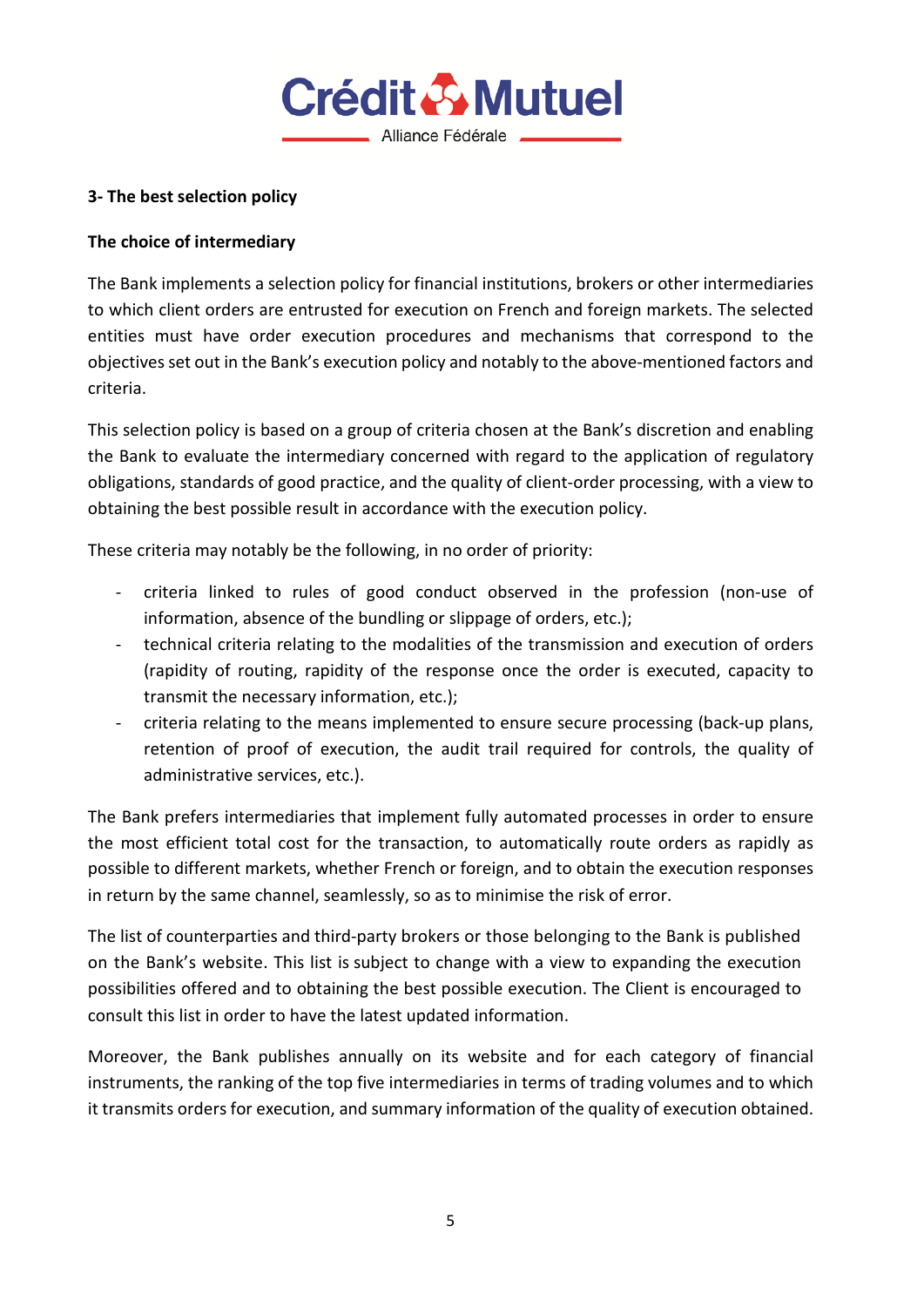**3- The best selection policy**

**The choice of intermediary**

The Bank implements a selection policy for financial institutions, brokers or other intermediaries to which client orders are entrusted for execution on French and foreign markets. The selected entities must have order execution procedures and mechanisms that correspond to the objectives set out in the Bank's execution policy and notably to the above-mentioned factors and criteria.

This selection policy is based on a group of criteria chosen at the Bank's discretion and enabling the Bank to evaluate the intermediary concerned with regard to the application of regulatory obligations, standards of good practice, and the quality of client-order processing, with a view to obtaining the best possible result in accordance with the execution policy.

These criteria may notably be the following, in no order of priority:

- criteria linked to rules of good conduct observed in the profession (non-use of information, absence of the bundling or slippage of orders, etc.);
- technical criteria relating to the modalities of the transmission and execution of orders (rapidity of routing, rapidity of the response once the order is executed, capacity to transmit the necessary information, etc.);
- criteria relating to the means implemented to ensure secure processing (back-up plans, retention of proof of execution, the audit trail required for controls, the quality of administrative services, etc.).

The Bank prefers intermediaries that implement fully automated processes in order to ensure the most efficient total cost for the transaction, to automatically route orders as rapidly as possible to different markets, whether French or foreign, and to obtain the execution responses in return by the same channel, seamlessly, so as to minimise the risk of error.

The list of counterparties and third-party brokers or those belonging to the Bank is published on the Bank's website. This list is subject to change with a view to expanding the execution possibilities offered and to obtaining the best possible execution. The Client is encouraged to consult this list in order to have the latest updated information.

Moreover, the Bank publishes annually on its website and for each category of financial instruments, the ranking of the top five intermediaries in terms of trading volumes and to which it transmits orders for execution, and summary information of the quality of execution obtained.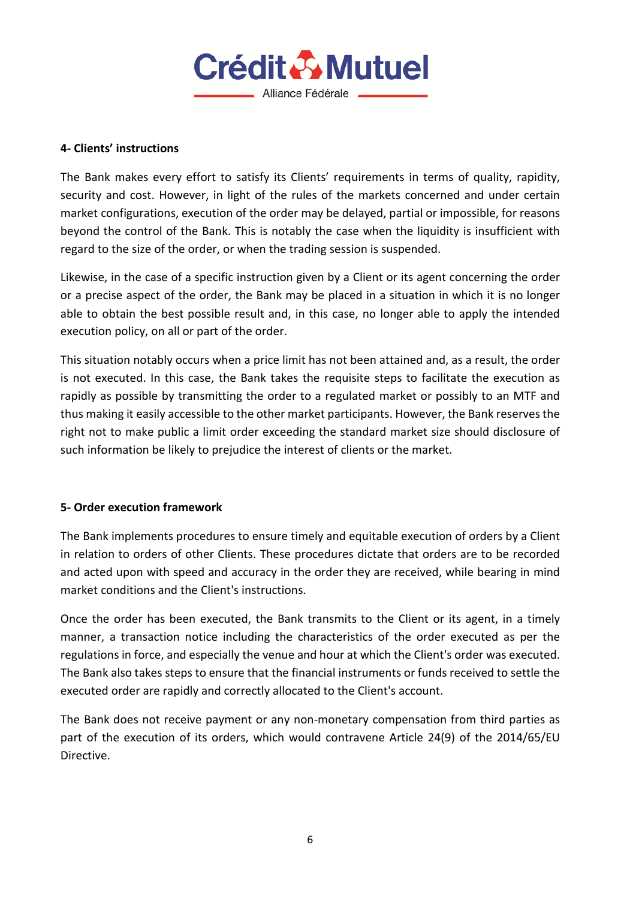#### 4- Clients' instructions

The Bank makes every effort to satisfy its Clients' requirements in terms of quality, rapidity, security and cost. However, in light of the rules of the markets concerned and under certain market configurations, execution of the order may be delayed, partial or impossible, for reasons beyond the control of the Bank. This is notably the case when the liquidity is insufficient with regard to the size of the order, or when the trading session is suspended.

Likewise, in the case of a specific instruction given by a Client or its agent concerning the order or a precise aspect of the order, the Bank may be placed in a situation in which it is no longer able to obtain the best possible result and, in this case, no longer able to apply the intended execution policy, on all or part of the order.

This situation notably occurs when a price limit has not been attained and, as a result, the order is not executed. In this case, the Bank takes the requisite steps to facilitate the execution as rapidly as possible by transmitting the order to a regulated market or possibly to an MTF and thus making it easily accessible to the other market participants. However, the Bank reserves the right not to make public a limit order exceeding the standard market size should disclosure of such information be likely to prejudice the interest of clients or the market.

#### 5- Order execution framework

The Bank implements procedures to ensure timely and equitable execution of orders by a Client in relation to orders of other Clients. These procedures dictate that orders are to be recorded and acted upon with speed and accuracy in the order they are received, while bearing in mind market conditions and the Client's instructions.

Once the order has been executed, the Bank transmits to the Client or its agent, in a timely manner, a transaction notice including the characteristics of the order executed as per the regulations in force, and especially the venue and hour at which the Client's order was executed. The Bank also takes steps to ensure that the financial instruments or funds received to settle the executed order are rapidly and correctly allocated to the Client's account.

The Bank does not receive payment or any non-monetary compensation from third parties as part of the execution of its orders, which would contravene Article 24(9) of the 2014/65/EU Directive.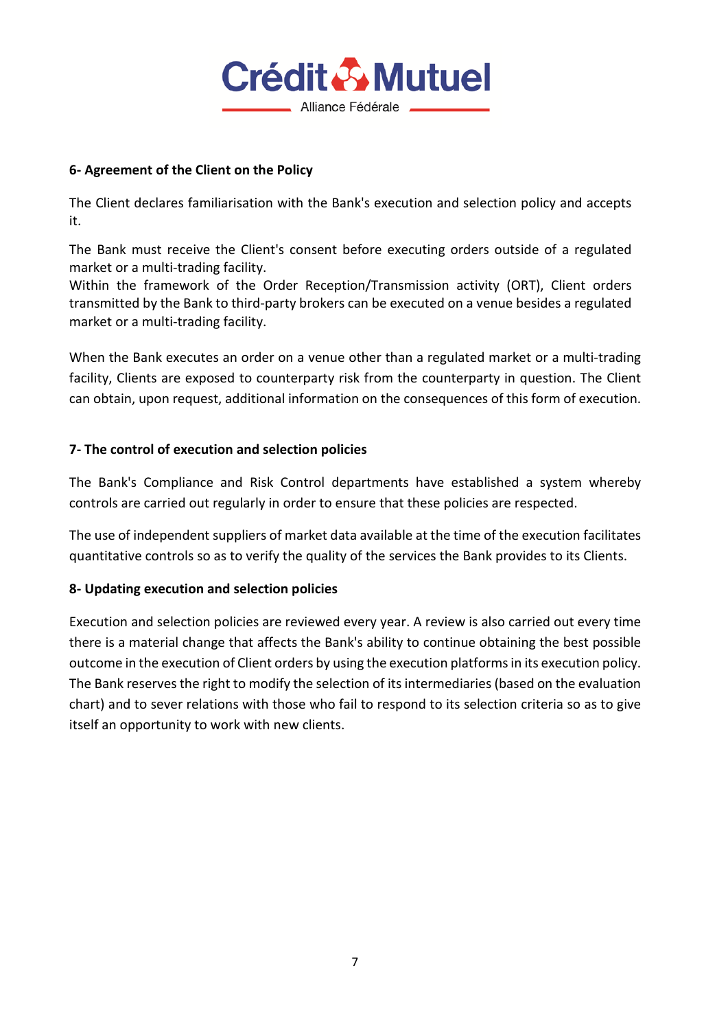## 6- Agreement of the Client on the Policy

The Client declares familiarisation with the Bank's execution and selection policy and accepts it.

The Bank must receive the Client's consent before executing orders outside of a regulated market or a multi-trading facility.
Within the framework of the Order Reception/Transmission activity (ORT), Client orders transmitted by the Bank to third-party brokers can be executed on a venue besides a regulated market or a multi-trading facility.

When the Bank executes an order on a venue other than a regulated market or a multi-trading facility, Clients are exposed to counterparty risk from the counterparty in question. The Client can obtain, upon request, additional information on the consequences of this form of execution.

## 7- The control of execution and selection policies

The Bank's Compliance and Risk Control departments have established a system whereby controls are carried out regularly in order to ensure that these policies are respected.

The use of independent suppliers of market data available at the time of the execution facilitates quantitative controls so as to verify the quality of the services the Bank provides to its Clients.

## 8- Updating execution and selection policies

Execution and selection policies are reviewed every year. A review is also carried out every time there is a material change that affects the Bank's ability to continue obtaining the best possible outcome in the execution of Client orders by using the execution platforms in its execution policy. The Bank reserves the right to modify the selection of its intermediaries (based on the evaluation chart) and to sever relations with those who fail to respond to its selection criteria so as to give itself an opportunity to work with new clients.